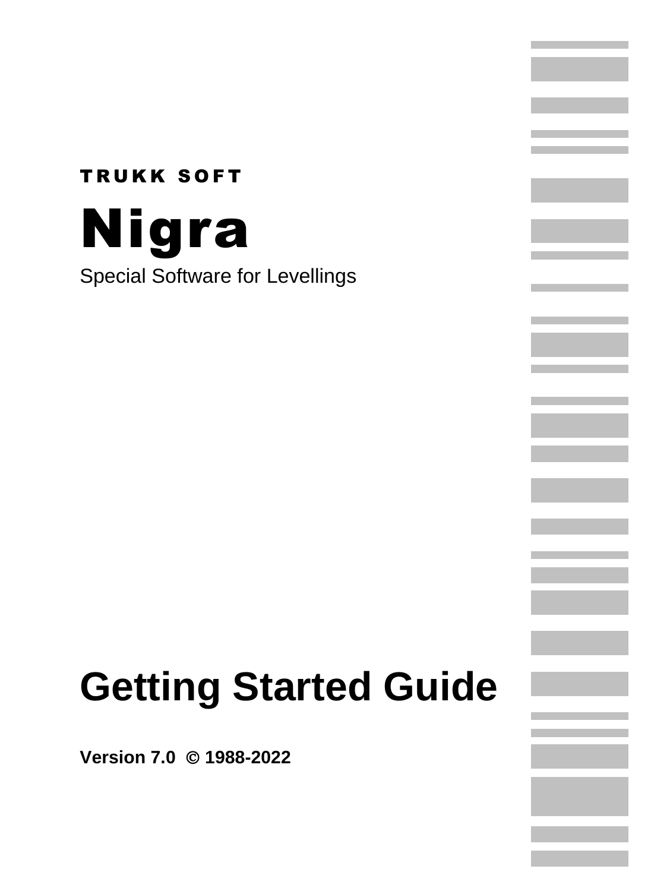**TRUKK SOFT**

# Nigra

Special Software for Levellings

# Getting Started Guide

**Version 7.0 © 1988-2022**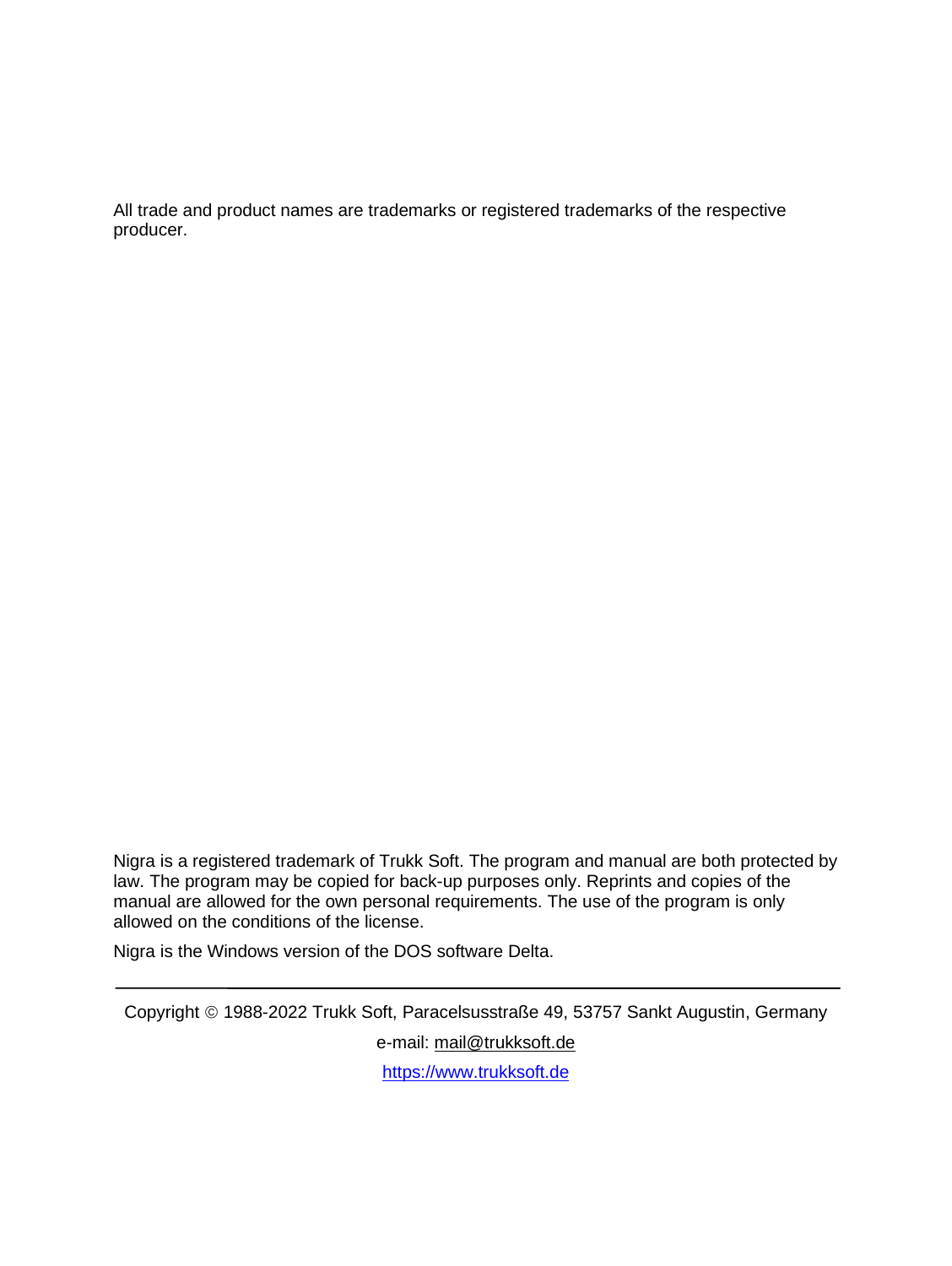All trade and product names are trademarks or registered trademarks of the respective producer.

Nigra is a registered trademark of Trukk Soft. The program and manual are both protected by law. The program may be copied for back-up purposes only. Reprints and copies of the manual are allowed for the own personal requirements. The use of the program is only allowed on the conditions of the license.

Nigra is the Windows version of the DOS software Delta.

---

Copyright © 1988-2022 Trukk Soft, Paracelsusstraße 49, 53757 Sankt Augustin, Germany

e-mail: mail@trukksoft.de

https://www.trukksoft.de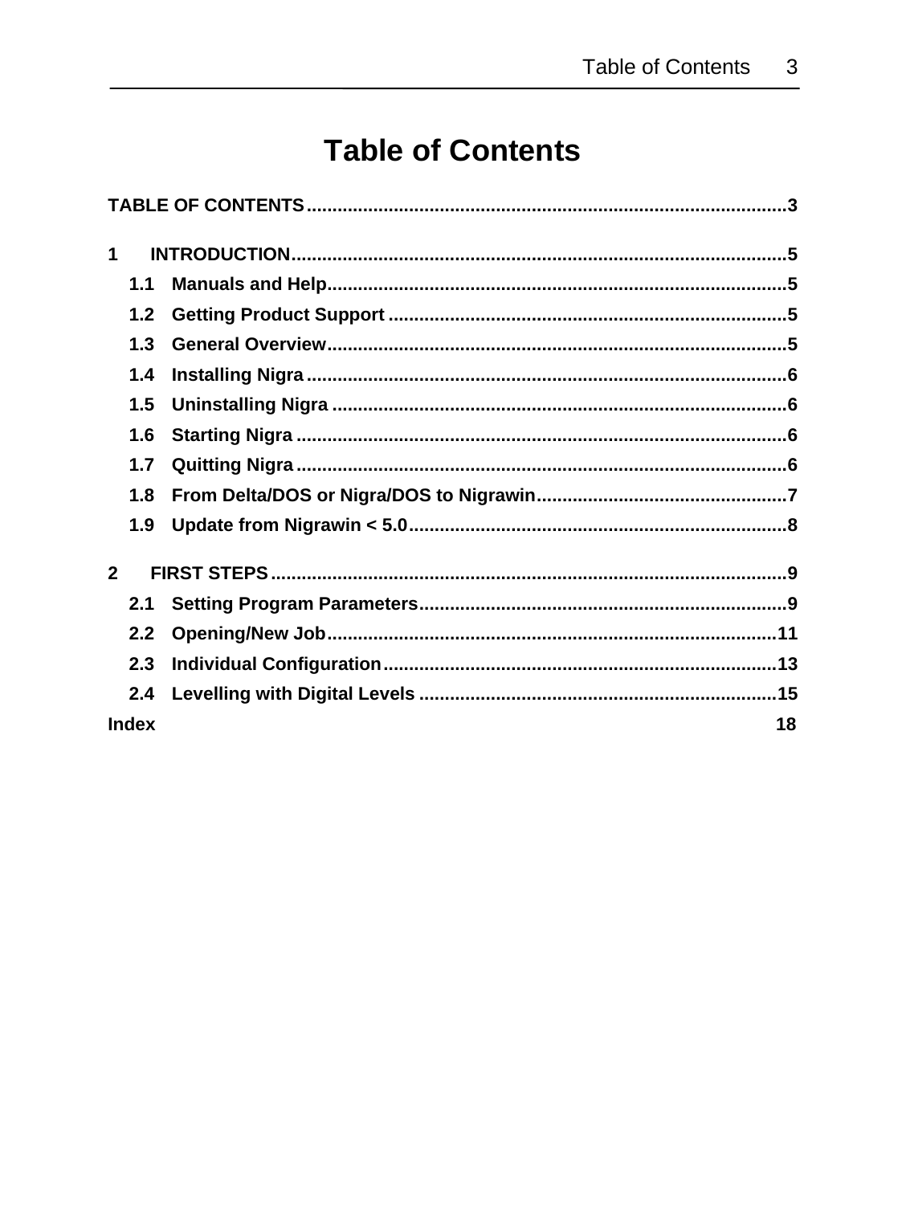# Table of Contents

**TABLE OF CONTENTS** .......... 3

**1 INTRODUCTION** .......... 5

- **1.1 Manuals and Help** .......... 5
- **1.2 Getting Product Support** .......... 5
- **1.3 General Overview** .......... 5
- **1.4 Installing Nigra** .......... 6
- **1.5 Uninstalling Nigra** .......... 6
- **1.6 Starting Nigra** .......... 6
- **1.7 Quitting Nigra** .......... 6
- **1.8 From Delta/DOS or Nigra/DOS to Nigrawin** .......... 7
- **1.9 Update from Nigrawin < 5.0** .......... 8

**2 FIRST STEPS** .......... 9

- **2.1 Setting Program Parameters** .......... 9
- **2.2 Opening/New Job** .......... 11
- **2.3 Individual Configuration** .......... 13
- **2.4 Levelling with Digital Levels** .......... 15

**Index** 18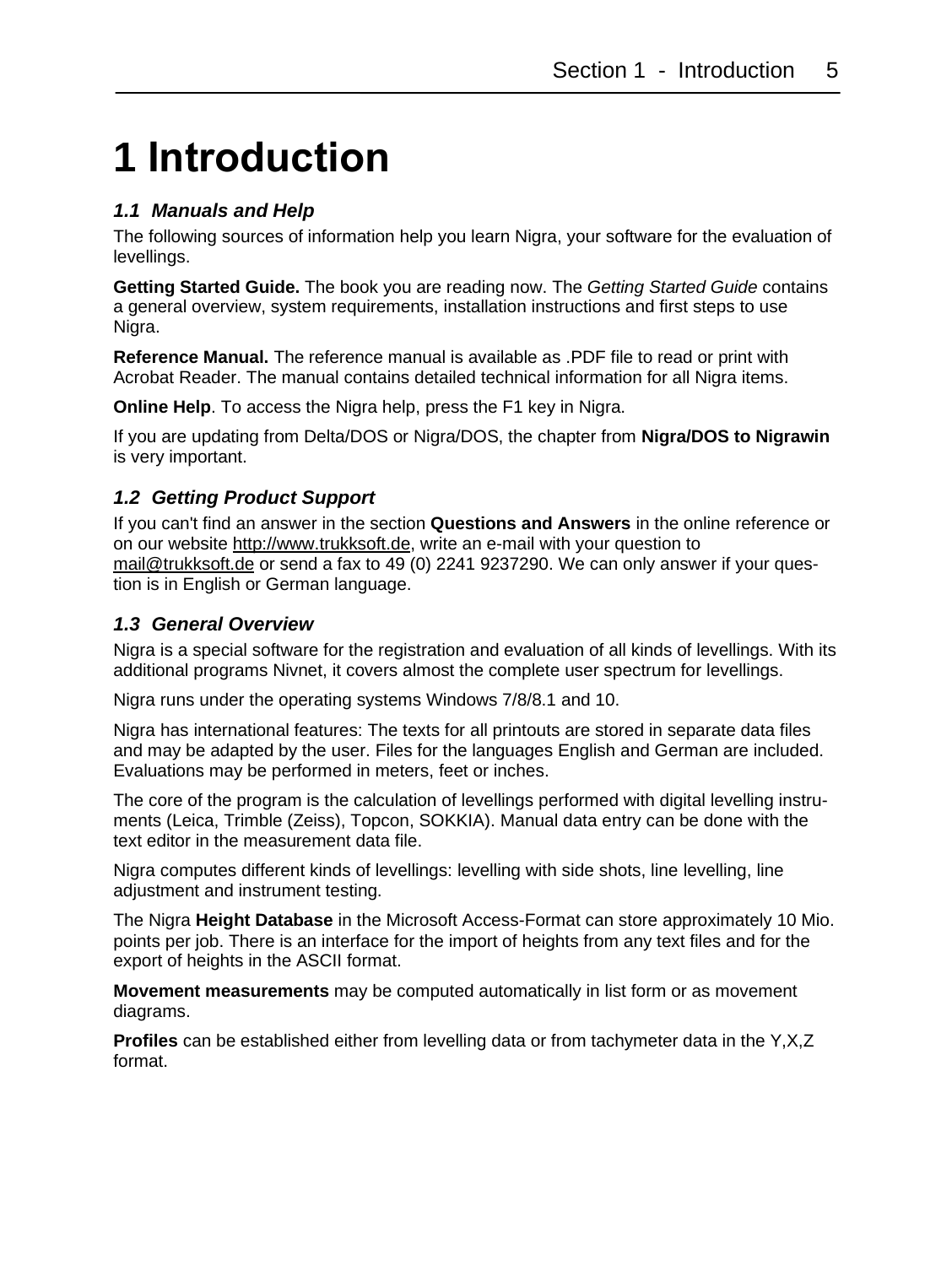# 1 Introduction

### *1.1 Manuals and Help*

The following sources of information help you learn Nigra, your software for the evaluation of levellings.

**Getting Started Guide.** The book you are reading now. The *Getting Started Guide* contains a general overview, system requirements, installation instructions and first steps to use Nigra.

**Reference Manual.** The reference manual is available as .PDF file to read or print with Acrobat Reader. The manual contains detailed technical information for all Nigra items.

**Online Help**. To access the Nigra help, press the F1 key in Nigra.

If you are updating from Delta/DOS or Nigra/DOS, the chapter from **Nigra/DOS to Nigrawin** is very important.

### *1.2 Getting Product Support*

If you can't find an answer in the section **Questions and Answers** in the online reference or on our website http://www.trukksoft.de, write an e-mail with your question to mail@trukksoft.de or send a fax to 49 (0) 2241 9237290. We can only answer if your question is in English or German language.

### *1.3 General Overview*

Nigra is a special software for the registration and evaluation of all kinds of levellings. With its additional programs Nivnet, it covers almost the complete user spectrum for levellings.

Nigra runs under the operating systems Windows 7/8/8.1 and 10.

Nigra has international features: The texts for all printouts are stored in separate data files and may be adapted by the user. Files for the languages English and German are included. Evaluations may be performed in meters, feet or inches.

The core of the program is the calculation of levellings performed with digital levelling instruments (Leica, Trimble (Zeiss), Topcon, SOKKIA). Manual data entry can be done with the text editor in the measurement data file.

Nigra computes different kinds of levellings: levelling with side shots, line levelling, line adjustment and instrument testing.

The Nigra **Height Database** in the Microsoft Access-Format can store approximately 10 Mio. points per job. There is an interface for the import of heights from any text files and for the export of heights in the ASCII format.

**Movement measurements** may be computed automatically in list form or as movement diagrams.

**Profiles** can be established either from levelling data or from tachymeter data in the Y,X,Z format.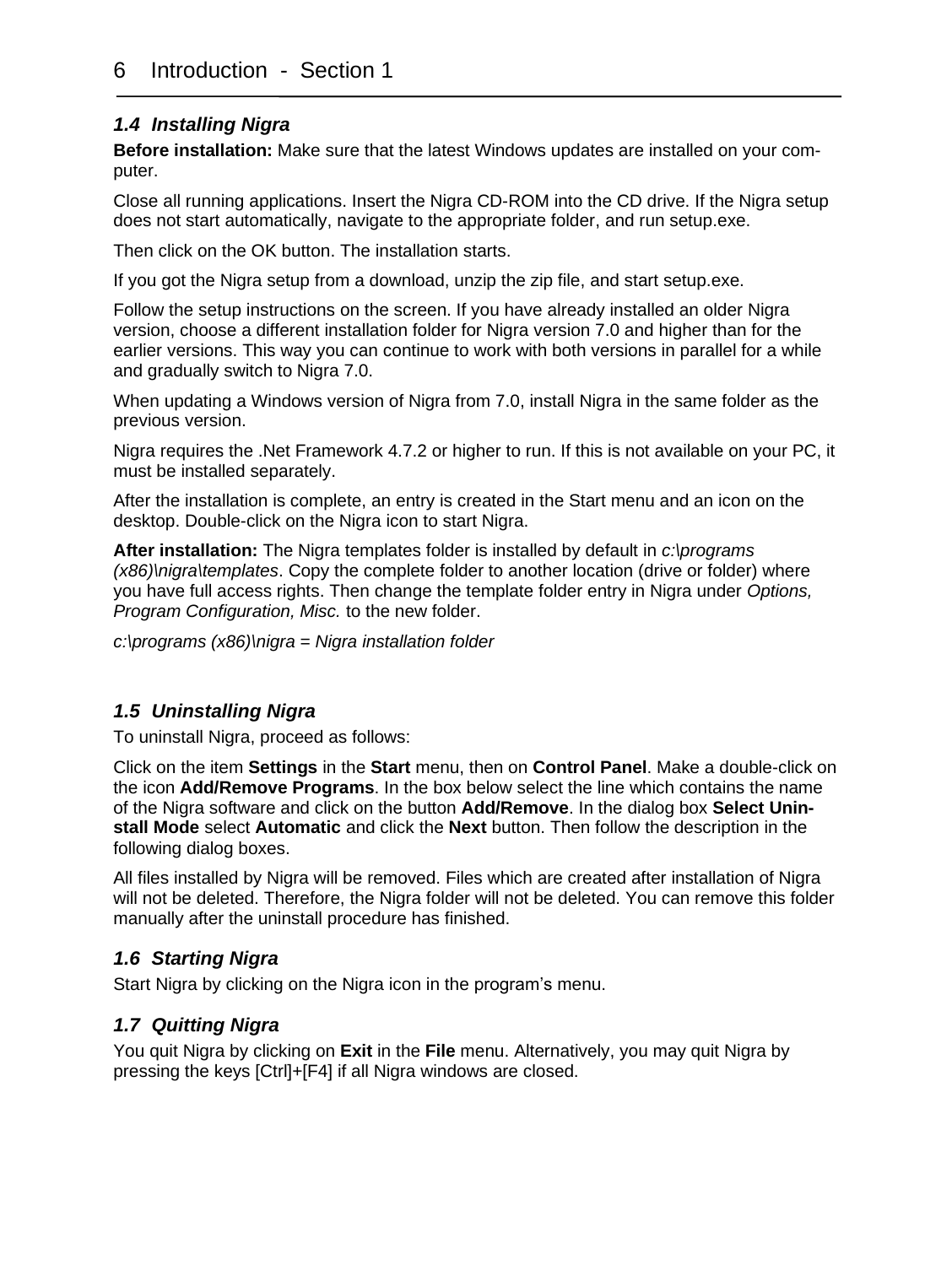### *1.4 Installing Nigra*

**Before installation:** Make sure that the latest Windows updates are installed on your computer.

Close all running applications. Insert the Nigra CD-ROM into the CD drive. If the Nigra setup does not start automatically, navigate to the appropriate folder, and run setup.exe.

Then click on the OK button. The installation starts.

If you got the Nigra setup from a download, unzip the zip file, and start setup.exe.

Follow the setup instructions on the screen. If you have already installed an older Nigra version, choose a different installation folder for Nigra version 7.0 and higher than for the earlier versions. This way you can continue to work with both versions in parallel for a while and gradually switch to Nigra 7.0.

When updating a Windows version of Nigra from 7.0, install Nigra in the same folder as the previous version.

Nigra requires the .Net Framework 4.7.2 or higher to run. If this is not available on your PC, it must be installed separately.

After the installation is complete, an entry is created in the Start menu and an icon on the desktop. Double-click on the Nigra icon to start Nigra.

**After installation:** The Nigra templates folder is installed by default in *c:\programs (x86)\nigra\templates*. Copy the complete folder to another location (drive or folder) where you have full access rights. Then change the template folder entry in Nigra under *Options, Program Configuration, Misc.* to the new folder.

*c:\programs (x86)\nigra = Nigra installation folder*

### *1.5 Uninstalling Nigra*

To uninstall Nigra, proceed as follows:

Click on the item **Settings** in the **Start** menu, then on **Control Panel**. Make a double-click on the icon **Add/Remove Programs**. In the box below select the line which contains the name of the Nigra software and click on the button **Add/Remove**. In the dialog box **Select Uninstall Mode** select **Automatic** and click the **Next** button. Then follow the description in the following dialog boxes.

All files installed by Nigra will be removed. Files which are created after installation of Nigra will not be deleted. Therefore, the Nigra folder will not be deleted. You can remove this folder manually after the uninstall procedure has finished.

### *1.6 Starting Nigra*

Start Nigra by clicking on the Nigra icon in the program's menu.

### *1.7 Quitting Nigra*

You quit Nigra by clicking on **Exit** in the **File** menu. Alternatively, you may quit Nigra by pressing the keys [Ctrl]+[F4] if all Nigra windows are closed.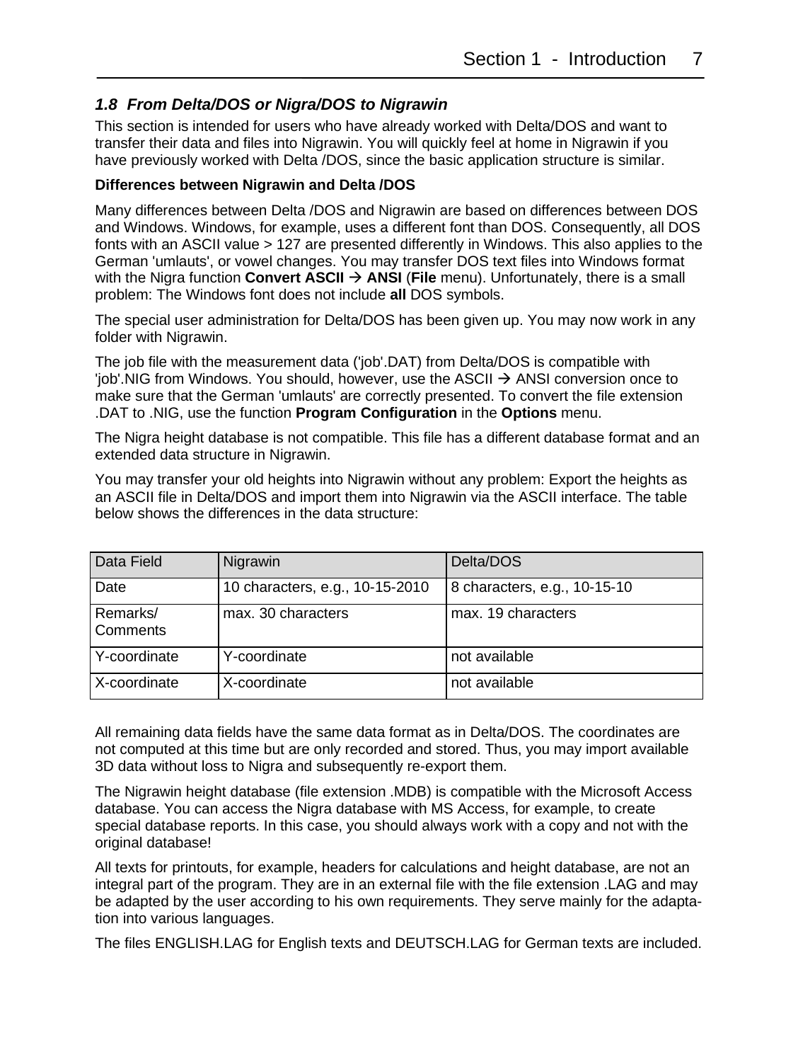### *1.8 From Delta/DOS or Nigra/DOS to Nigrawin*

This section is intended for users who have already worked with Delta/DOS and want to transfer their data and files into Nigrawin. You will quickly feel at home in Nigrawin if you have previously worked with Delta /DOS, since the basic application structure is similar.

**Differences between Nigrawin and Delta /DOS**

Many differences between Delta /DOS and Nigrawin are based on differences between DOS and Windows. Windows, for example, uses a different font than DOS. Consequently, all DOS fonts with an ASCII value > 127 are presented differently in Windows. This also applies to the German 'umlauts', or vowel changes. You may transfer DOS text files into Windows format with the Nigra function **Convert ASCII → ANSI** (**File** menu). Unfortunately, there is a small problem: The Windows font does not include **all** DOS symbols.

The special user administration for Delta/DOS has been given up. You may now work in any folder with Nigrawin.

The job file with the measurement data ('job'.DAT) from Delta/DOS is compatible with 'job'.NIG from Windows. You should, however, use the ASCII → ANSI conversion once to make sure that the German 'umlauts' are correctly presented. To convert the file extension .DAT to .NIG, use the function **Program Configuration** in the **Options** menu.

The Nigra height database is not compatible. This file has a different database format and an extended data structure in Nigrawin.

You may transfer your old heights into Nigrawin without any problem: Export the heights as an ASCII file in Delta/DOS and import them into Nigrawin via the ASCII interface. The table below shows the differences in the data structure:

| Data Field | Nigrawin | Delta/DOS |
|---|---|---|
| Date | 10 characters, e.g., 10-15-2010 | 8 characters, e.g., 10-15-10 |
| Remarks/ Comments | max. 30 characters | max. 19 characters |
| Y-coordinate | Y-coordinate | not available |
| X-coordinate | X-coordinate | not available |

All remaining data fields have the same data format as in Delta/DOS. The coordinates are not computed at this time but are only recorded and stored. Thus, you may import available 3D data without loss to Nigra and subsequently re-export them.

The Nigrawin height database (file extension .MDB) is compatible with the Microsoft Access database. You can access the Nigra database with MS Access, for example, to create special database reports. In this case, you should always work with a copy and not with the original database!

All texts for printouts, for example, headers for calculations and height database, are not an integral part of the program. They are in an external file with the file extension .LAG and may be adapted by the user according to his own requirements. They serve mainly for the adaptation into various languages.

The files ENGLISH.LAG for English texts and DEUTSCH.LAG for German texts are included.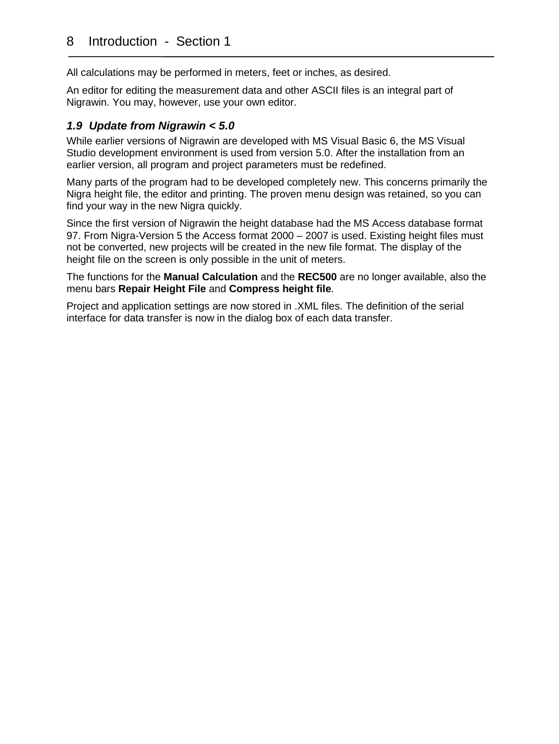All calculations may be performed in meters, feet or inches, as desired.

An editor for editing the measurement data and other ASCII files is an integral part of Nigrawin. You may, however, use your own editor.

### *1.9 Update from Nigrawin < 5.0*

While earlier versions of Nigrawin are developed with MS Visual Basic 6, the MS Visual Studio development environment is used from version 5.0. After the installation from an earlier version, all program and project parameters must be redefined.

Many parts of the program had to be developed completely new. This concerns primarily the Nigra height file, the editor and printing. The proven menu design was retained, so you can find your way in the new Nigra quickly.

Since the first version of Nigrawin the height database had the MS Access database format 97. From Nigra-Version 5 the Access format 2000 – 2007 is used. Existing height files must not be converted, new projects will be created in the new file format. The display of the height file on the screen is only possible in the unit of meters.

The functions for the **Manual Calculation** and the **REC500** are no longer available, also the menu bars **Repair Height File** and **Compress height file**.

Project and application settings are now stored in .XML files. The definition of the serial interface for data transfer is now in the dialog box of each data transfer.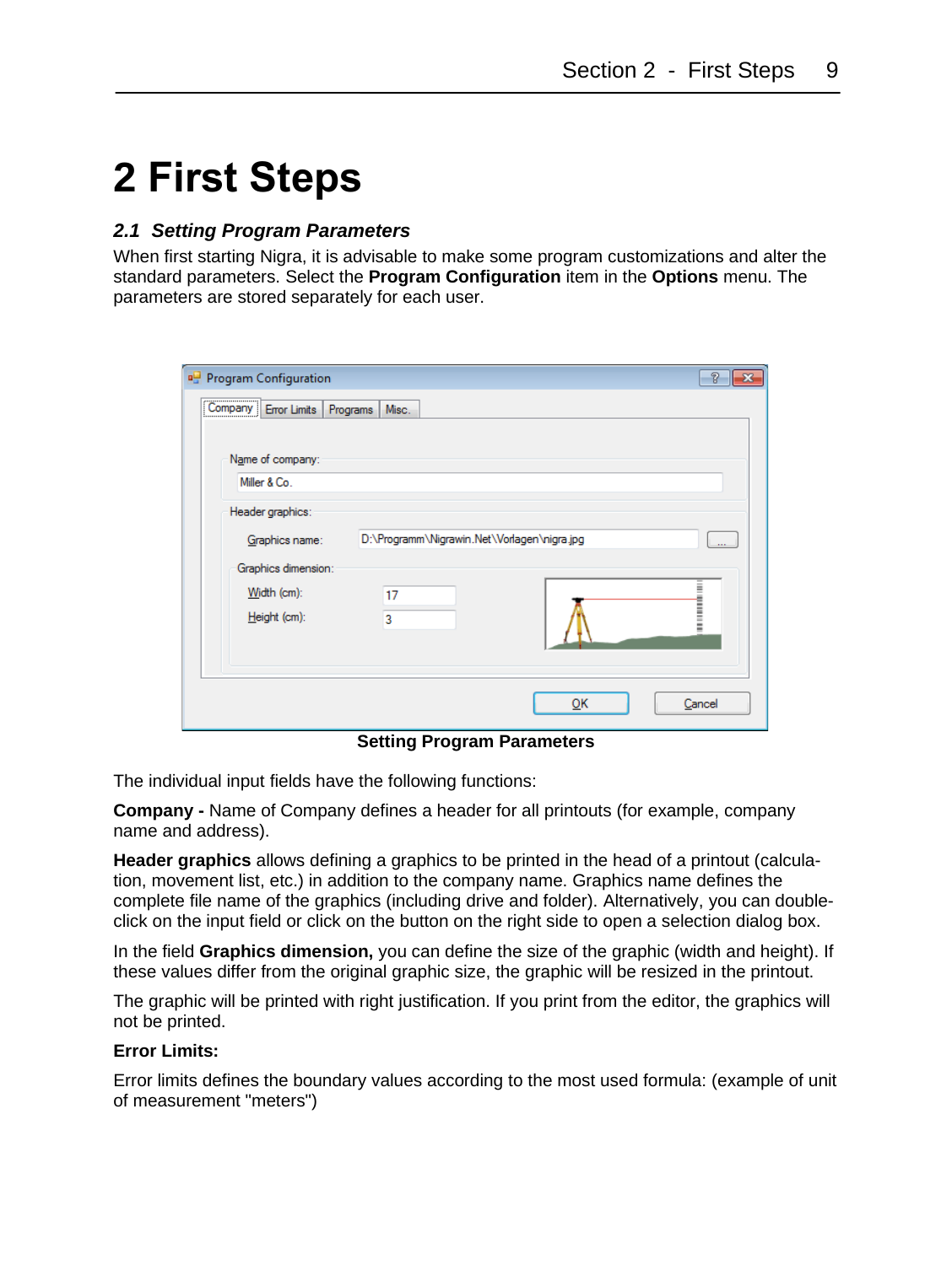# 2 First Steps

### *2.1 Setting Program Parameters*

When first starting Nigra, it is advisable to make some program customizations and alter the standard parameters. Select the **Program Configuration** item in the **Options** menu. The parameters are stored separately for each user.

**Setting Program Parameters**

The individual input fields have the following functions:

**Company -** Name of Company defines a header for all printouts (for example, company name and address).

**Header graphics** allows defining a graphics to be printed in the head of a printout (calculation, movement list, etc.) in addition to the company name. Graphics name defines the complete file name of the graphics (including drive and folder). Alternatively, you can double-click on the input field or click on the button on the right side to open a selection dialog box.

In the field **Graphics dimension,** you can define the size of the graphic (width and height). If these values differ from the original graphic size, the graphic will be resized in the printout.

The graphic will be printed with right justification. If you print from the editor, the graphics will not be printed.

**Error Limits:**

Error limits defines the boundary values according to the most used formula: (example of unit of measurement "meters")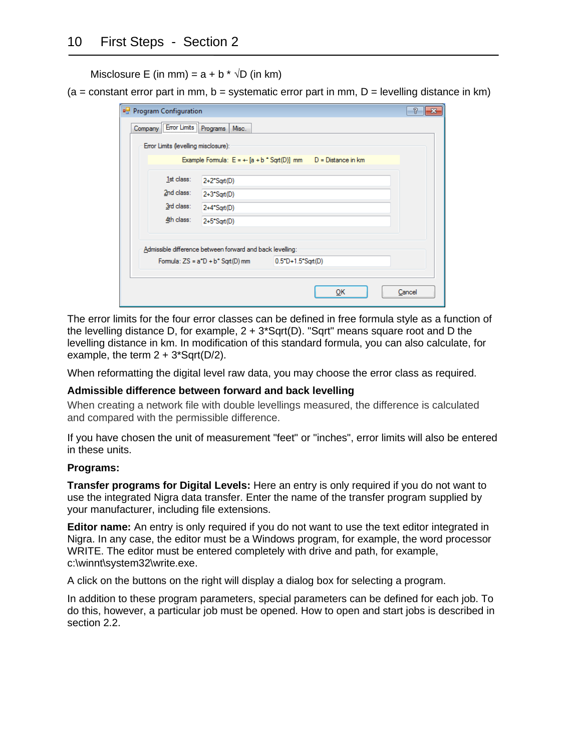Misclosure E (in mm) = a + b * √D (in km)

(a = constant error part in mm, b = systematic error part in mm, D = levelling distance in km)

The error limits for the four error classes can be defined in free formula style as a function of the levelling distance D, for example, 2 + 3*Sqrt(D). "Sqrt" means square root and D the levelling distance in km. In modification of this standard formula, you can also calculate, for example, the term 2 + 3*Sqrt(D/2).

When reformatting the digital level raw data, you may choose the error class as required.

**Admissible difference between forward and back levelling**

When creating a network file with double levellings measured, the difference is calculated and compared with the permissible difference.

If you have chosen the unit of measurement "feet" or "inches", error limits will also be entered in these units.

**Programs:**

**Transfer programs for Digital Levels:** Here an entry is only required if you do not want to use the integrated Nigra data transfer. Enter the name of the transfer program supplied by your manufacturer, including file extensions.

**Editor name:** An entry is only required if you do not want to use the text editor integrated in Nigra. In any case, the editor must be a Windows program, for example, the word processor WRITE. The editor must be entered completely with drive and path, for example, c:\winnt\system32\write.exe.

A click on the buttons on the right will display a dialog box for selecting a program.

In addition to these program parameters, special parameters can be defined for each job. To do this, however, a particular job must be opened. How to open and start jobs is described in section 2.2.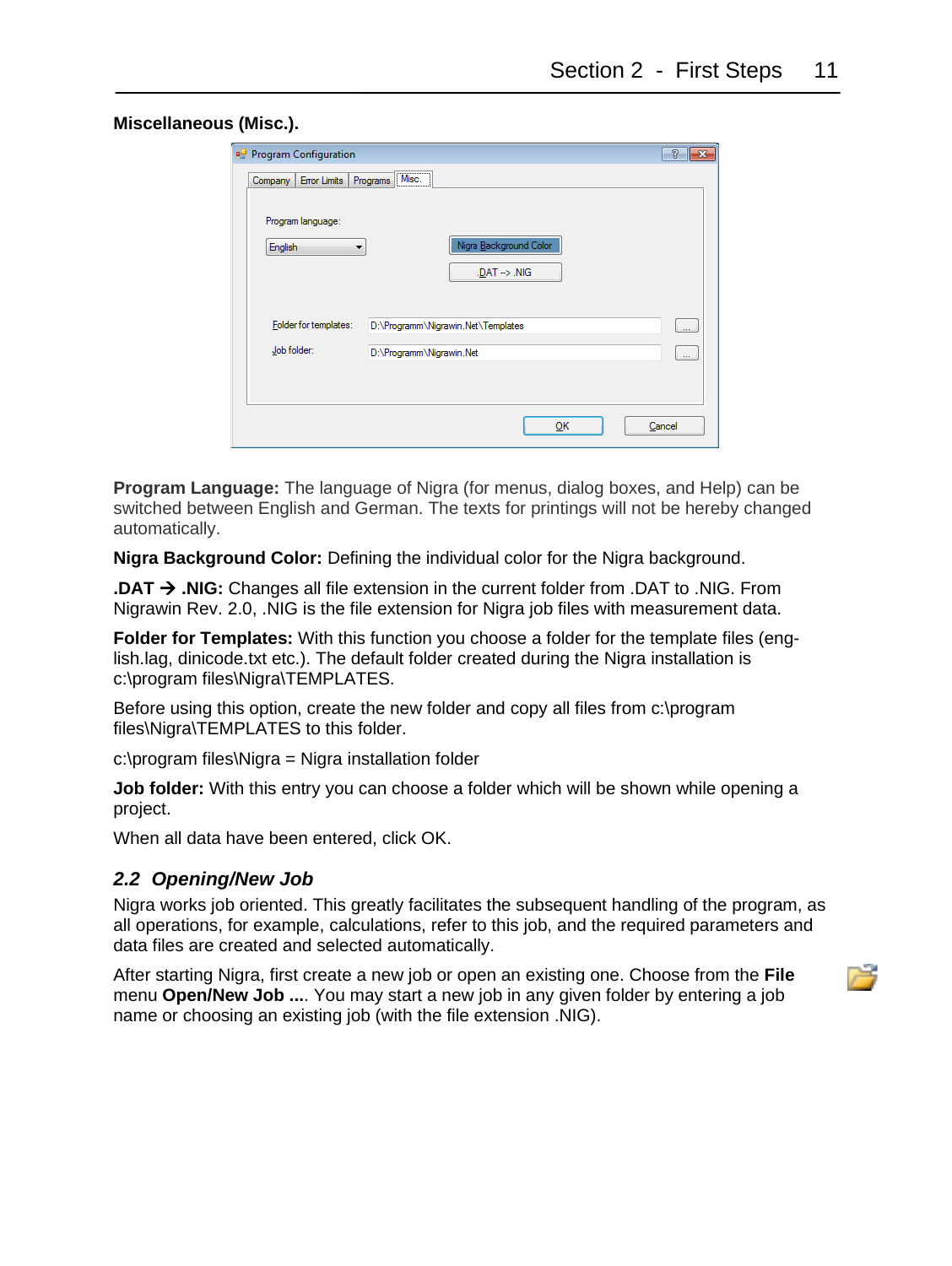**Miscellaneous (Misc.).**

**Program Language:** The language of Nigra (for menus, dialog boxes, and Help) can be switched between English and German. The texts for printings will not be hereby changed automatically.

**Nigra Background Color:** Defining the individual color for the Nigra background.

**.DAT → .NIG:** Changes all file extension in the current folder from .DAT to .NIG. From Nigrawin Rev. 2.0, .NIG is the file extension for Nigra job files with measurement data.

**Folder for Templates:** With this function you choose a folder for the template files (english.lag, dinicode.txt etc.). The default folder created during the Nigra installation is c:\program files\Nigra\TEMPLATES.

Before using this option, create the new folder and copy all files from c:\program files\Nigra\TEMPLATES to this folder.

c:\program files\Nigra = Nigra installation folder

**Job folder:** With this entry you can choose a folder which will be shown while opening a project.

When all data have been entered, click OK.

## *2.2 Opening/New Job*

Nigra works job oriented. This greatly facilitates the subsequent handling of the program, as all operations, for example, calculations, refer to this job, and the required parameters and data files are created and selected automatically.

After starting Nigra, first create a new job or open an existing one. Choose from the **File** menu **Open/New Job ...**. You may start a new job in any given folder by entering a job name or choosing an existing job (with the file extension .NIG).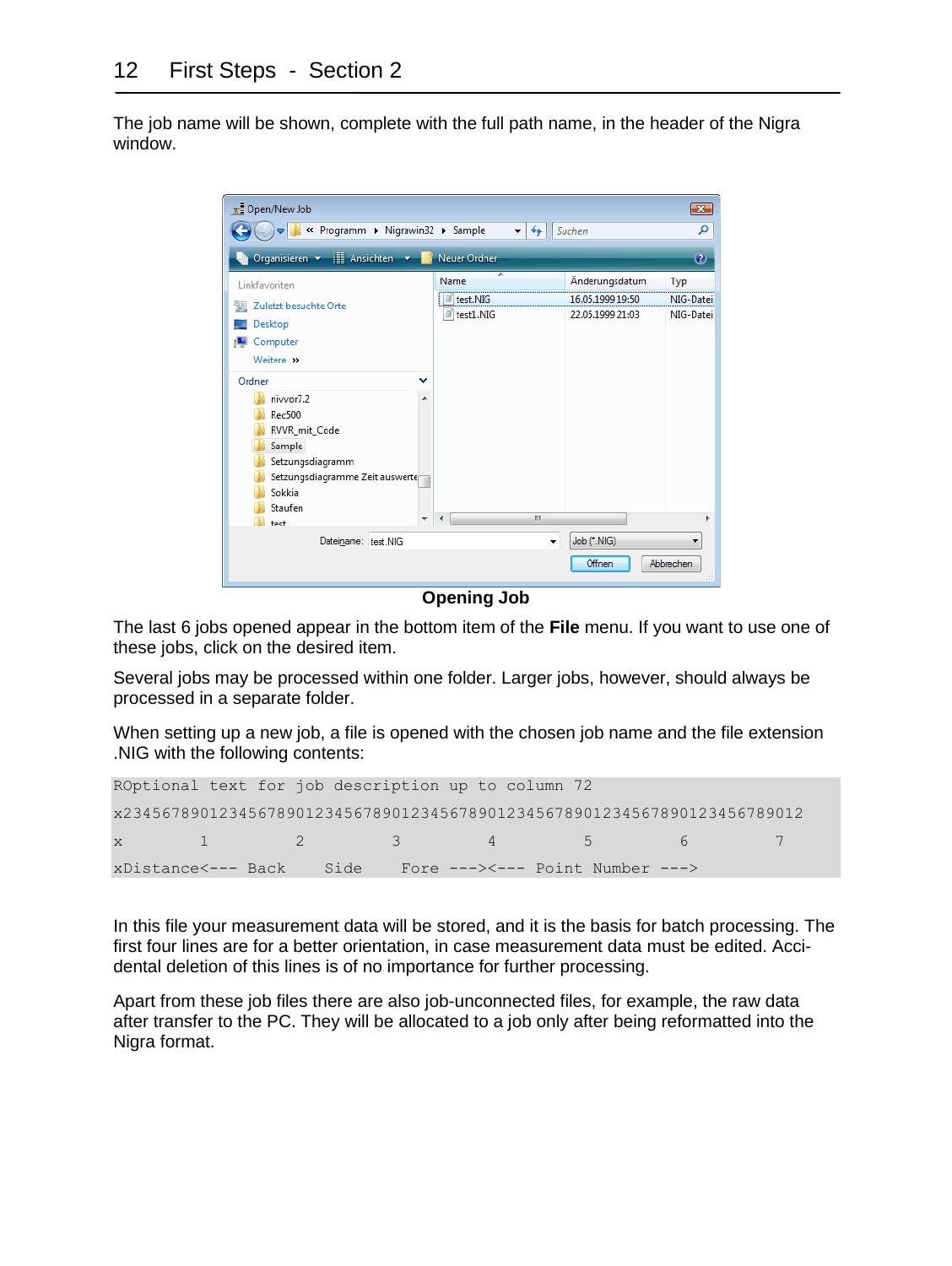The job name will be shown, complete with the full path name, in the header of the Nigra window.

**Opening Job**

The last 6 jobs opened appear in the bottom item of the **File** menu. If you want to use one of these jobs, click on the desired item.

Several jobs may be processed within one folder. Larger jobs, however, should always be processed in a separate folder.

When setting up a new job, a file is opened with the chosen job name and the file extension .NIG with the following contents:

```
ROptional text for job description up to column 72
x23456789012345678901234567890123456789012345678901234567890123456789012
x         1         2         3         4         5         6         7
xDistance<--- Back     Side     Fore --->><--- Point Number --->
```

In this file your measurement data will be stored, and it is the basis for batch processing. The first four lines are for a better orientation, in case measurement data must be edited. Accidental deletion of this lines is of no importance for further processing.

Apart from these job files there are also job-unconnected files, for example, the raw data after transfer to the PC. They will be allocated to a job only after being reformatted into the Nigra format.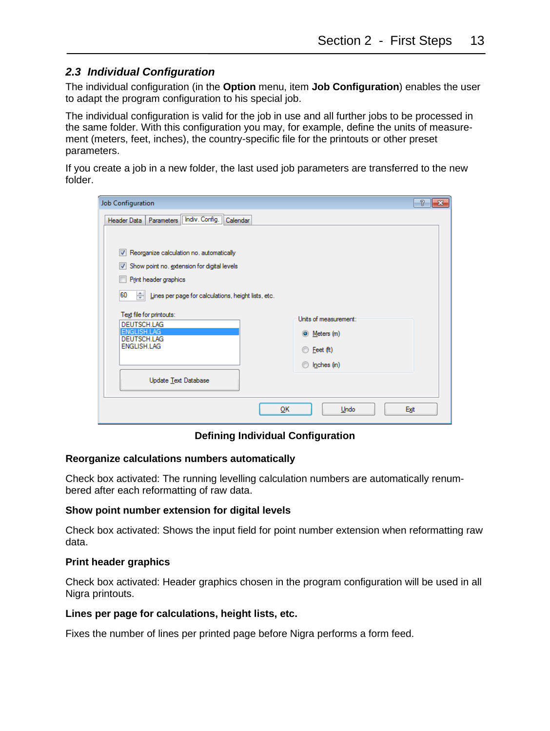## 2.3 *Individual Configuration*

The individual configuration (in the **Option** menu, item **Job Configuration**) enables the user to adapt the program configuration to his special job.

The individual configuration is valid for the job in use and all further jobs to be processed in the same folder. With this configuration you may, for example, define the units of measurement (meters, feet, inches), the country-specific file for the printouts or other preset parameters.

If you create a job in a new folder, the last used job parameters are transferred to the new folder.

**Defining Individual Configuration**

**Reorganize calculations numbers automatically**

Check box activated: The running levelling calculation numbers are automatically renumbered after each reformatting of raw data.

**Show point number extension for digital levels**

Check box activated: Shows the input field for point number extension when reformatting raw data.

**Print header graphics**

Check box activated: Header graphics chosen in the program configuration will be used in all Nigra printouts.

**Lines per page for calculations, height lists, etc.**

Fixes the number of lines per printed page before Nigra performs a form feed.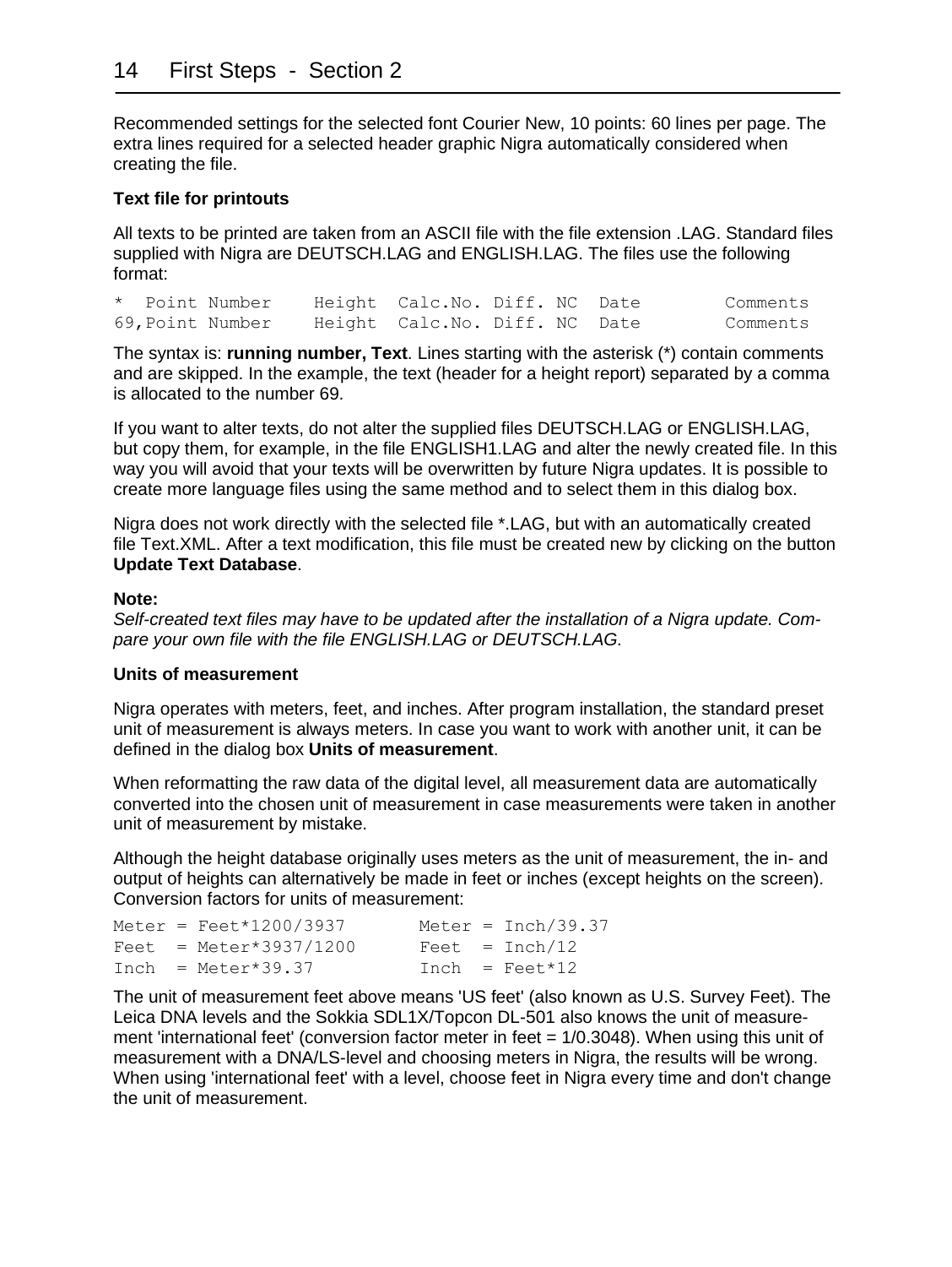Recommended settings for the selected font Courier New, 10 points: 60 lines per page. The extra lines required for a selected header graphic Nigra automatically considered when creating the file.

**Text file for printouts**

All texts to be printed are taken from an ASCII file with the file extension .LAG. Standard files supplied with Nigra are DEUTSCH.LAG and ENGLISH.LAG. The files use the following format:

```
*  Point Number    Height  Calc.No. Diff. NC  Date        Comments
69,Point Number    Height  Calc.No. Diff. NC  Date        Comments
```

The syntax is: **running number, Text**. Lines starting with the asterisk (*) contain comments and are skipped. In the example, the text (header for a height report) separated by a comma is allocated to the number 69.

If you want to alter texts, do not alter the supplied files DEUTSCH.LAG or ENGLISH.LAG, but copy them, for example, in the file ENGLISH1.LAG and alter the newly created file. In this way you will avoid that your texts will be overwritten by future Nigra updates. It is possible to create more language files using the same method and to select them in this dialog box.

Nigra does not work directly with the selected file *.LAG, but with an automatically created file Text.XML. After a text modification, this file must be created new by clicking on the button **Update Text Database**.

**Note:**
*Self-created text files may have to be updated after the installation of a Nigra update. Compare your own file with the file ENGLISH.LAG or DEUTSCH.LAG.*

**Units of measurement**

Nigra operates with meters, feet, and inches. After program installation, the standard preset unit of measurement is always meters. In case you want to work with another unit, it can be defined in the dialog box **Units of measurement**.

When reformatting the raw data of the digital level, all measurement data are automatically converted into the chosen unit of measurement in case measurements were taken in another unit of measurement by mistake.

Although the height database originally uses meters as the unit of measurement, the in- and output of heights can alternatively be made in feet or inches (except heights on the screen). Conversion factors for units of measurement:

```
Meter = Feet*1200/3937       Meter = Inch/39.37
Feet  = Meter*3937/1200      Feet  = Inch/12
Inch  = Meter*39.37          Inch  = Feet*12
```

The unit of measurement feet above means 'US feet' (also known as U.S. Survey Feet). The Leica DNA levels and the Sokkia SDL1X/Topcon DL-501 also knows the unit of measurement 'international feet' (conversion factor meter in feet = 1/0.3048). When using this unit of measurement with a DNA/LS-level and choosing meters in Nigra, the results will be wrong. When using 'international feet' with a level, choose feet in Nigra every time and don't change the unit of measurement.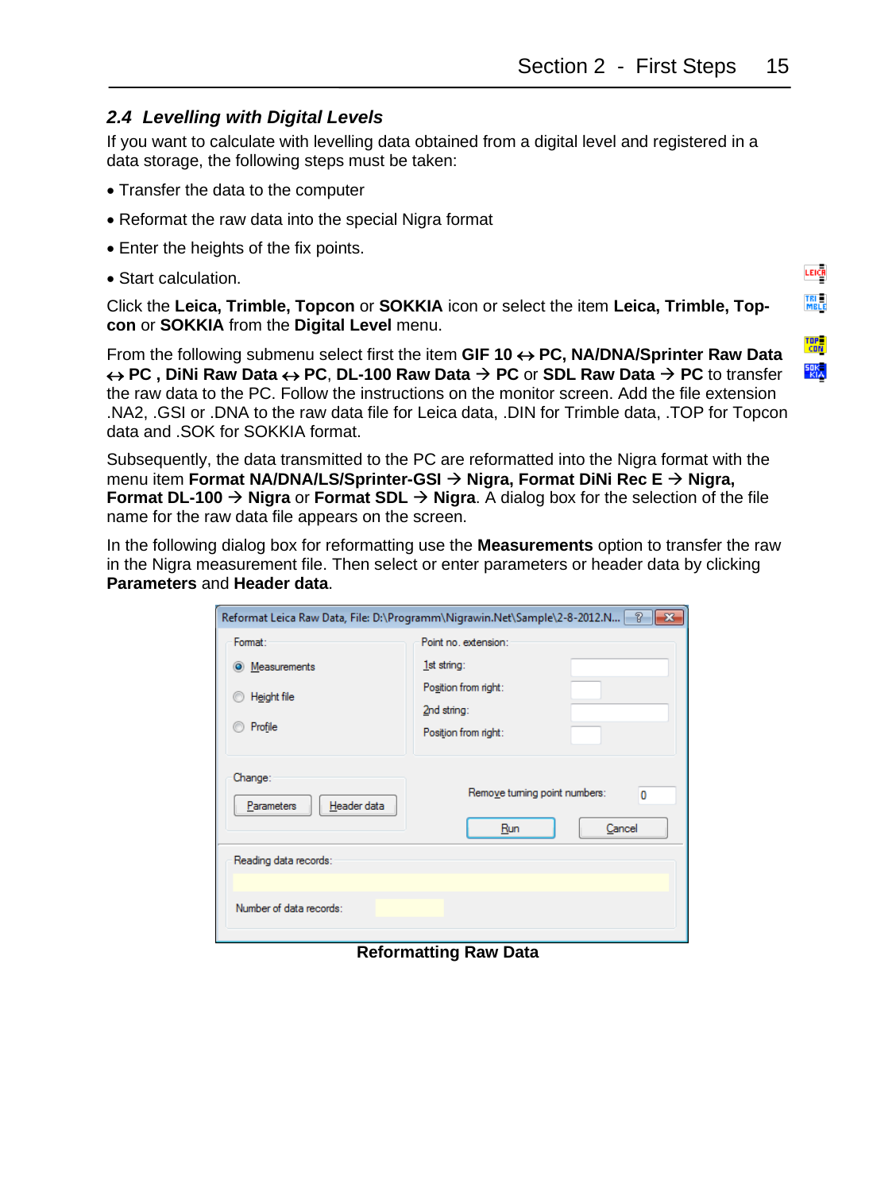## 2.4 Levelling with Digital Levels

If you want to calculate with levelling data obtained from a digital level and registered in a data storage, the following steps must be taken:

- Transfer the data to the computer
- Reformat the raw data into the special Nigra format
- Enter the heights of the fix points.
- Start calculation.

Click the **Leica, Trimble, Topcon** or **SOKKIA** icon or select the item **Leica, Trimble, Topcon** or **SOKKIA** from the **Digital Level** menu.

From the following submenu select first the item **GIF 10 ↔ PC, NA/DNA/Sprinter Raw Data ↔ PC , DiNi Raw Data ↔ PC**, **DL-100 Raw Data → PC** or **SDL Raw Data → PC** to transfer the raw data to the PC. Follow the instructions on the monitor screen. Add the file extension .NA2, .GSI or .DNA to the raw data file for Leica data, .DIN for Trimble data, .TOP for Topcon data and .SOK for SOKKIA format.

Subsequently, the data transmitted to the PC are reformatted into the Nigra format with the menu item **Format NA/DNA/LS/Sprinter-GSI → Nigra, Format DiNi Rec E → Nigra, Format DL-100 → Nigra** or **Format SDL → Nigra**. A dialog box for the selection of the file name for the raw data file appears on the screen.

In the following dialog box for reformatting use the **Measurements** option to transfer the raw in the Nigra measurement file. Then select or enter parameters or header data by clicking **Parameters** and **Header data**.

**Reformatting Raw Data**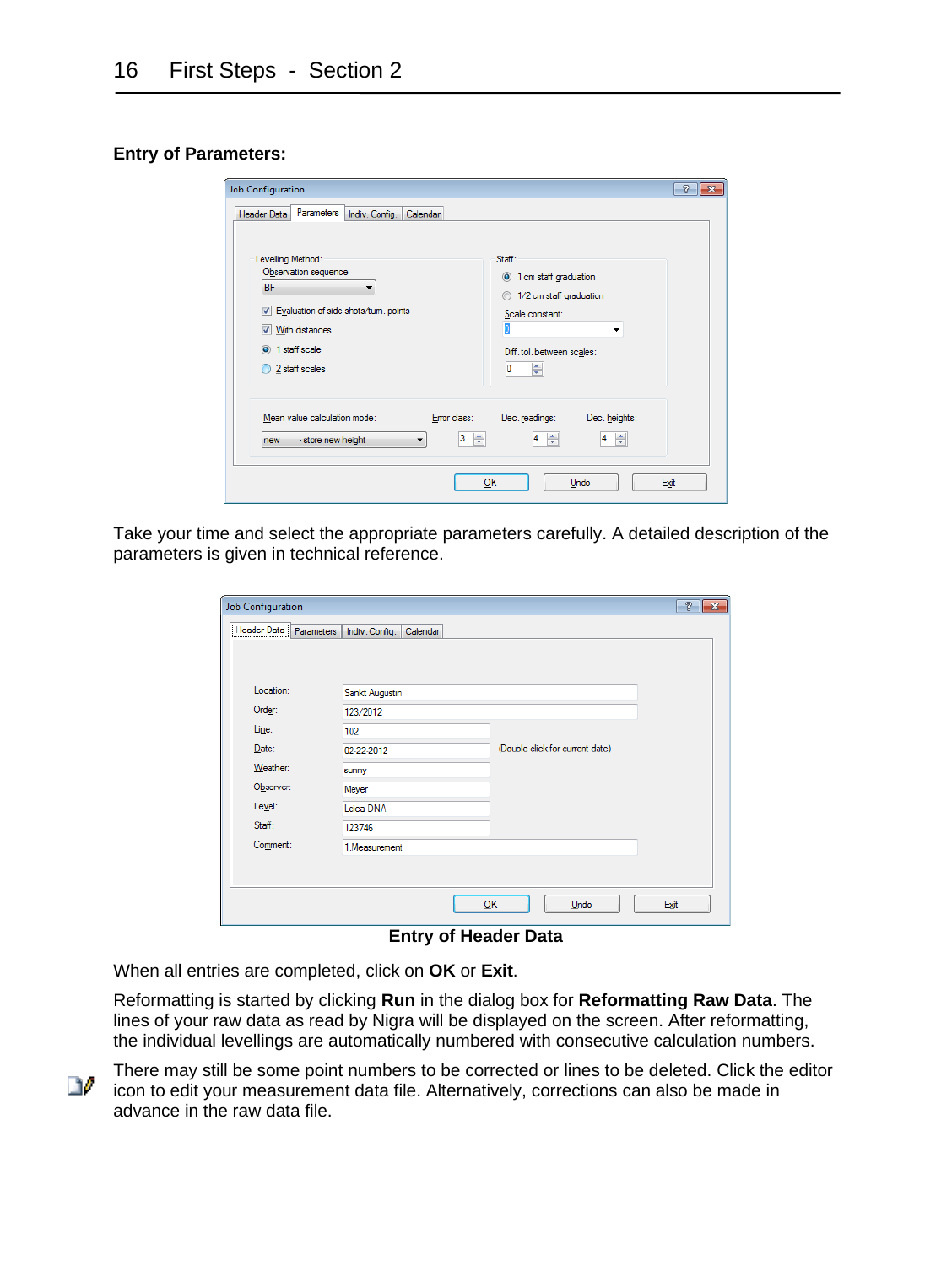**Entry of Parameters:**

Take your time and select the appropriate parameters carefully. A detailed description of the parameters is given in technical reference.

**Entry of Header Data**

When all entries are completed, click on **OK** or **Exit**.

Reformatting is started by clicking **Run** in the dialog box for **Reformatting Raw Data**. The lines of your raw data as read by Nigra will be displayed on the screen. After reformatting, the individual levellings are automatically numbered with consecutive calculation numbers.

There may still be some point numbers to be corrected or lines to be deleted. Click the editor icon to edit your measurement data file. Alternatively, corrections can also be made in advance in the raw data file.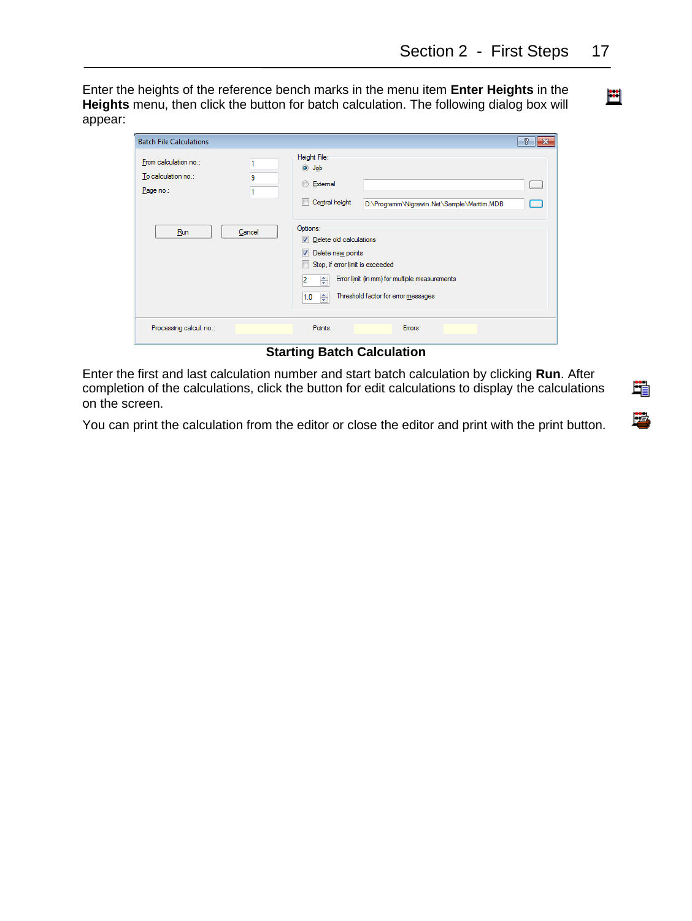Enter the heights of the reference bench marks in the menu item **Enter Heights** in the **Heights** menu, then click the button for batch calculation. The following dialog box will appear:

**Starting Batch Calculation**

Enter the first and last calculation number and start batch calculation by clicking **Run**. After completion of the calculations, click the button for edit calculations to display the calculations on the screen.

You can print the calculation from the editor or close the editor and print with the print button.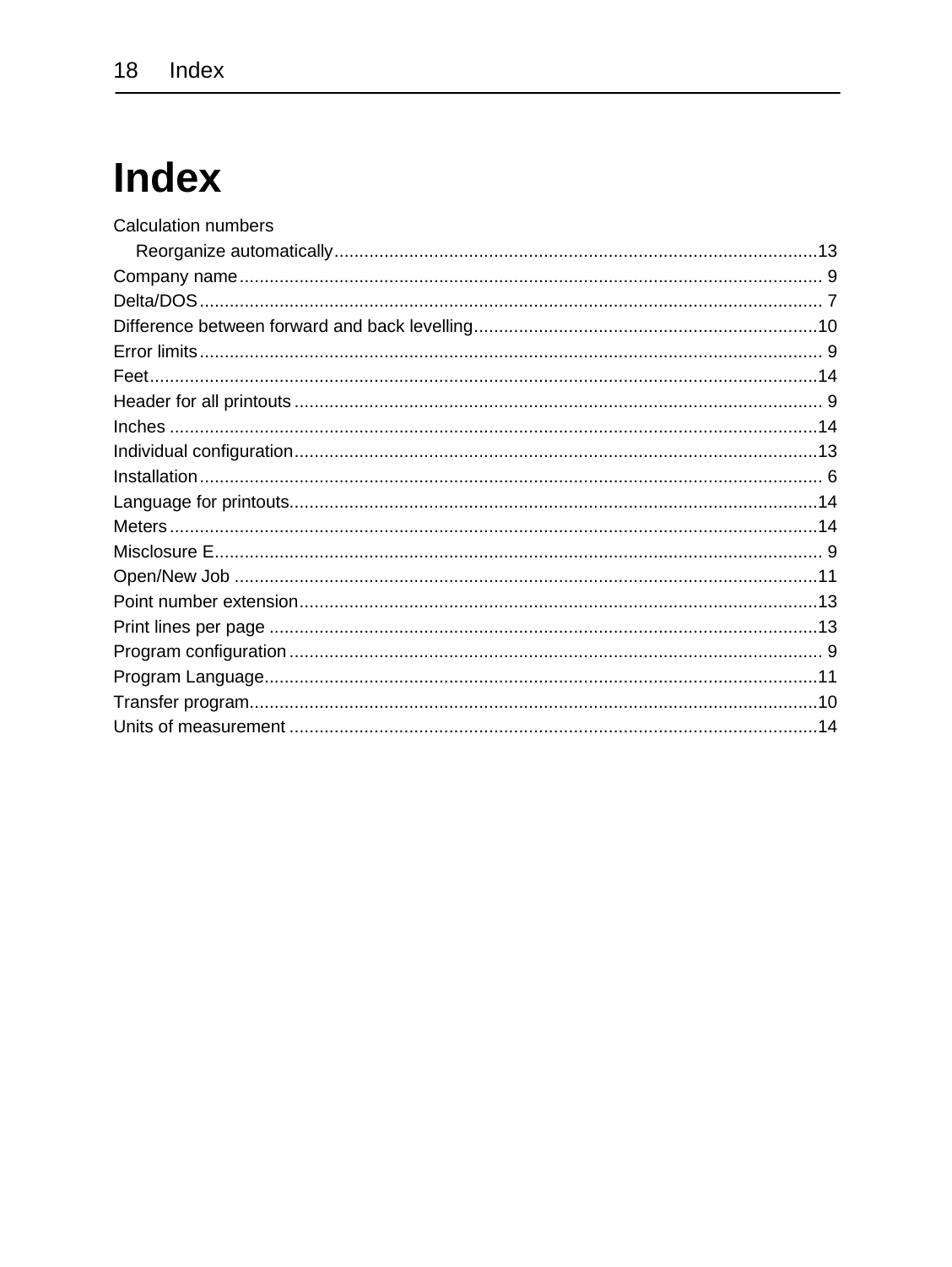# Index

Calculation numbers

  Reorganize automatically....................13

Company name....................9

Delta/DOS....................7

Difference between forward and back levelling....................10

Error limits....................9

Feet....................14

Header for all printouts....................9

Inches....................14

Individual configuration....................13

Installation....................6

Language for printouts....................14

Meters....................14

Misclosure E....................9

Open/New Job....................11

Point number extension....................13

Print lines per page....................13

Program configuration....................9

Program Language....................11

Transfer program....................10

Units of measurement....................14